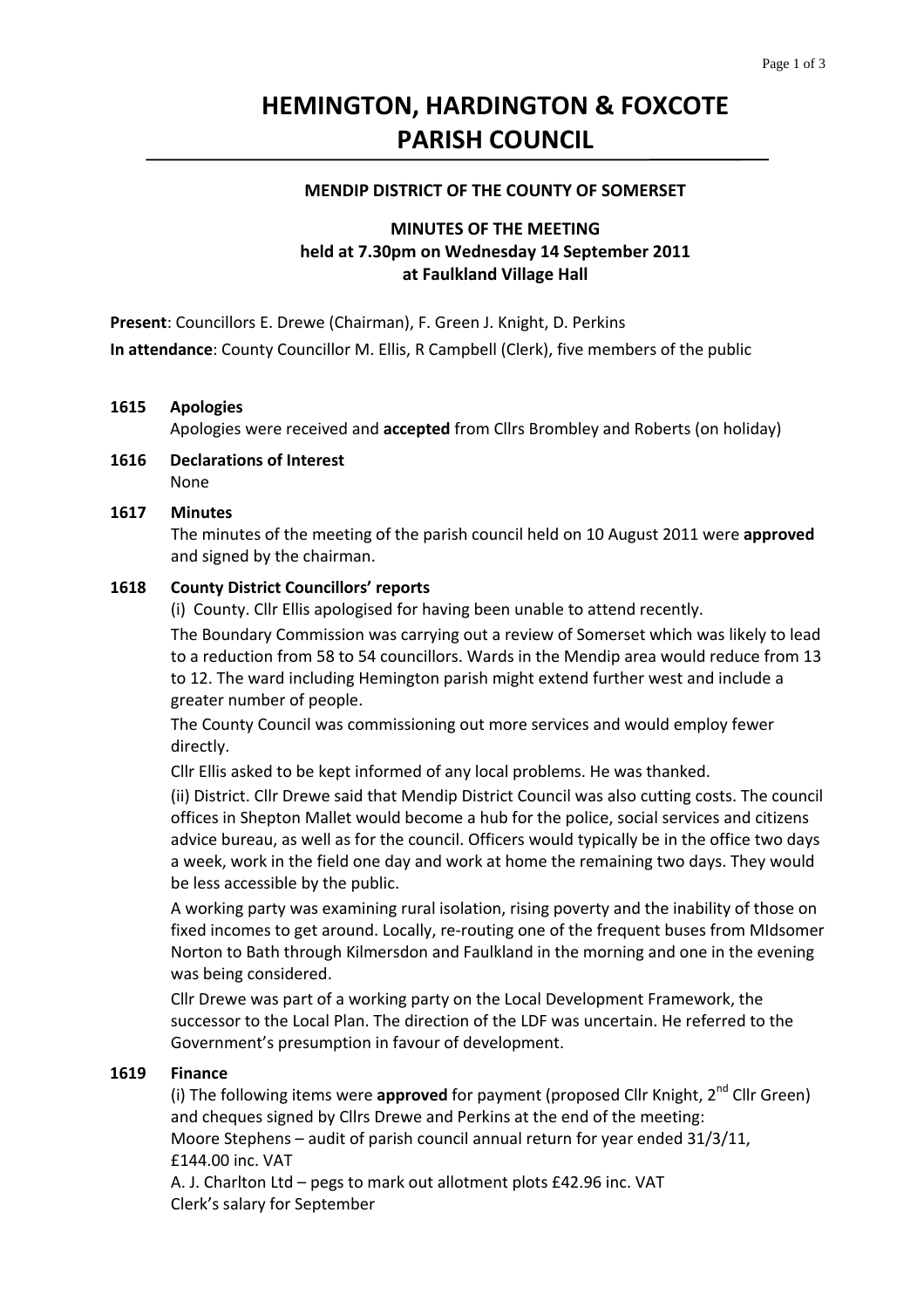# HEMINGTON, HARDINGTON & FOXCOTE PARISH COUNCIL

**MENDIP DISTRICT OF THE COUNTY OF SOMERSET**

**MINUTES OF THE MEETING**
**held at 7.30pm on Wednesday 14 September 2011**
**at Faulkland Village Hall**

**Present**: Councillors E. Drewe (Chairman), F. Green J. Knight, D. Perkins

**In attendance**: County Councillor M. Ellis, R Campbell (Clerk), five members of the public

**1615 Apologies**

Apologies were received and **accepted** from Cllrs Brombley and Roberts (on holiday)

**1616 Declarations of Interest**

None

**1617 Minutes**

The minutes of the meeting of the parish council held on 10 August 2011 were **approved** and signed by the chairman.

**1618 County District Councillors' reports**

(i) County. Cllr Ellis apologised for having been unable to attend recently.

The Boundary Commission was carrying out a review of Somerset which was likely to lead to a reduction from 58 to 54 councillors. Wards in the Mendip area would reduce from 13 to 12. The ward including Hemington parish might extend further west and include a greater number of people.

The County Council was commissioning out more services and would employ fewer directly.

Cllr Ellis asked to be kept informed of any local problems. He was thanked.

(ii) District. Cllr Drewe said that Mendip District Council was also cutting costs. The council offices in Shepton Mallet would become a hub for the police, social services and citizens advice bureau, as well as for the council. Officers would typically be in the office two days a week, work in the field one day and work at home the remaining two days. They would be less accessible by the public.

A working party was examining rural isolation, rising poverty and the inability of those on fixed incomes to get around. Locally, re-routing one of the frequent buses from MIdsomer Norton to Bath through Kilmersdon and Faulkland in the morning and one in the evening was being considered.

Cllr Drewe was part of a working party on the Local Development Framework, the successor to the Local Plan. The direction of the LDF was uncertain. He referred to the Government's presumption in favour of development.

**1619 Finance**

(i) The following items were **approved** for payment (proposed Cllr Knight, 2nd Cllr Green) and cheques signed by Cllrs Drewe and Perkins at the end of the meeting:

Moore Stephens – audit of parish council annual return for year ended 31/3/11, £144.00 inc. VAT

A. J. Charlton Ltd – pegs to mark out allotment plots £42.96 inc. VAT

Clerk's salary for September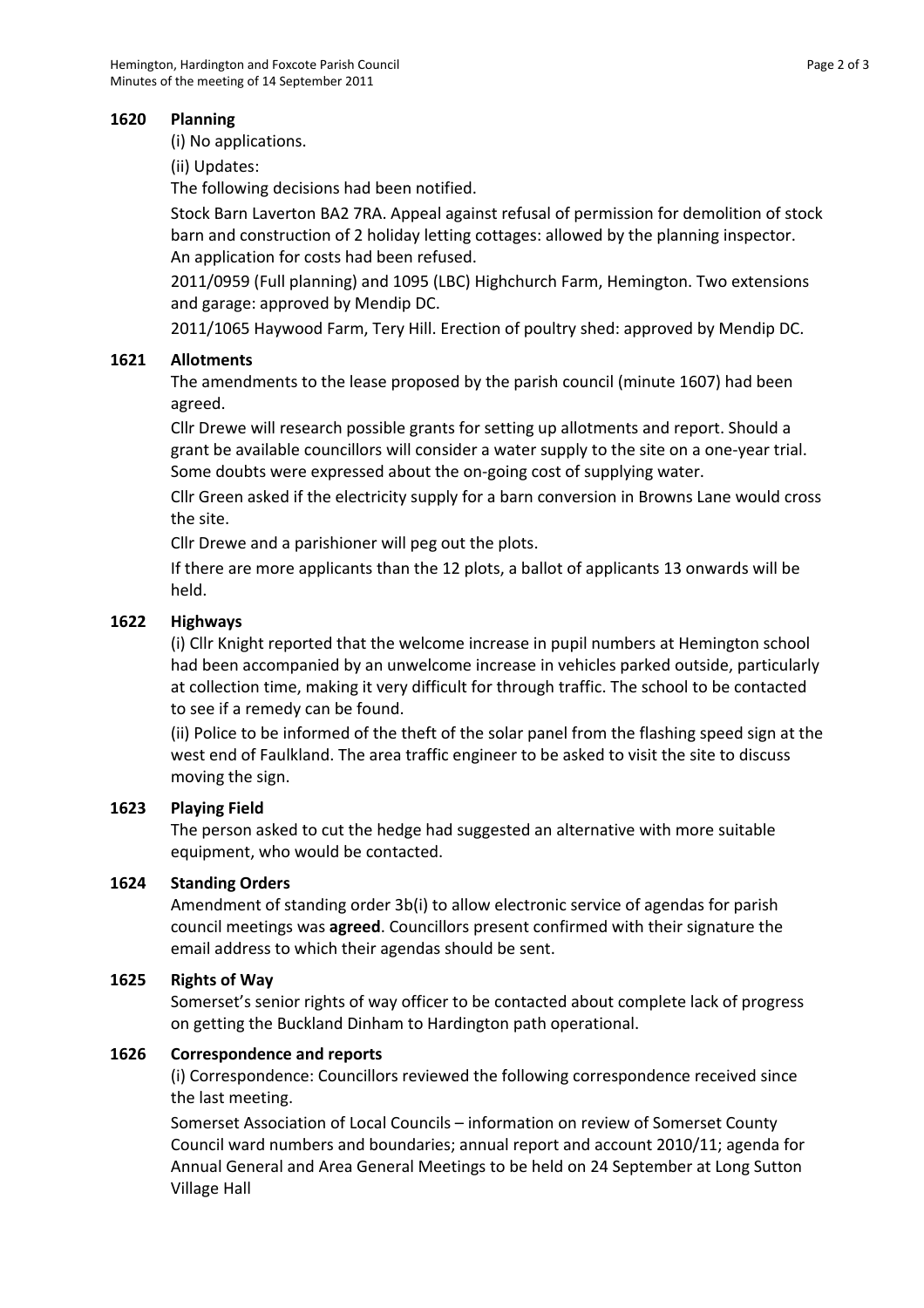**1620 Planning**

(i) No applications.

(ii) Updates:

The following decisions had been notified.

Stock Barn Laverton BA2 7RA. Appeal against refusal of permission for demolition of stock barn and construction of 2 holiday letting cottages: allowed by the planning inspector. An application for costs had been refused.

2011/0959 (Full planning) and 1095 (LBC) Highchurch Farm, Hemington. Two extensions and garage: approved by Mendip DC.

2011/1065 Haywood Farm, Tery Hill. Erection of poultry shed: approved by Mendip DC.

**1621 Allotments**

The amendments to the lease proposed by the parish council (minute 1607) had been agreed.

Cllr Drewe will research possible grants for setting up allotments and report. Should a grant be available councillors will consider a water supply to the site on a one-year trial. Some doubts were expressed about the on-going cost of supplying water.

Cllr Green asked if the electricity supply for a barn conversion in Browns Lane would cross the site.

Cllr Drewe and a parishioner will peg out the plots.

If there are more applicants than the 12 plots, a ballot of applicants 13 onwards will be held.

**1622 Highways**

(i) Cllr Knight reported that the welcome increase in pupil numbers at Hemington school had been accompanied by an unwelcome increase in vehicles parked outside, particularly at collection time, making it very difficult for through traffic. The school to be contacted to see if a remedy can be found.

(ii) Police to be informed of the theft of the solar panel from the flashing speed sign at the west end of Faulkland. The area traffic engineer to be asked to visit the site to discuss moving the sign.

**1623 Playing Field**

The person asked to cut the hedge had suggested an alternative with more suitable equipment, who would be contacted.

**1624 Standing Orders**

Amendment of standing order 3b(i) to allow electronic service of agendas for parish council meetings was **agreed**. Councillors present confirmed with their signature the email address to which their agendas should be sent.

**1625 Rights of Way**

Somerset's senior rights of way officer to be contacted about complete lack of progress on getting the Buckland Dinham to Hardington path operational.

**1626 Correspondence and reports**

(i) Correspondence: Councillors reviewed the following correspondence received since the last meeting.

Somerset Association of Local Councils – information on review of Somerset County Council ward numbers and boundaries; annual report and account 2010/11; agenda for Annual General and Area General Meetings to be held on 24 September at Long Sutton Village Hall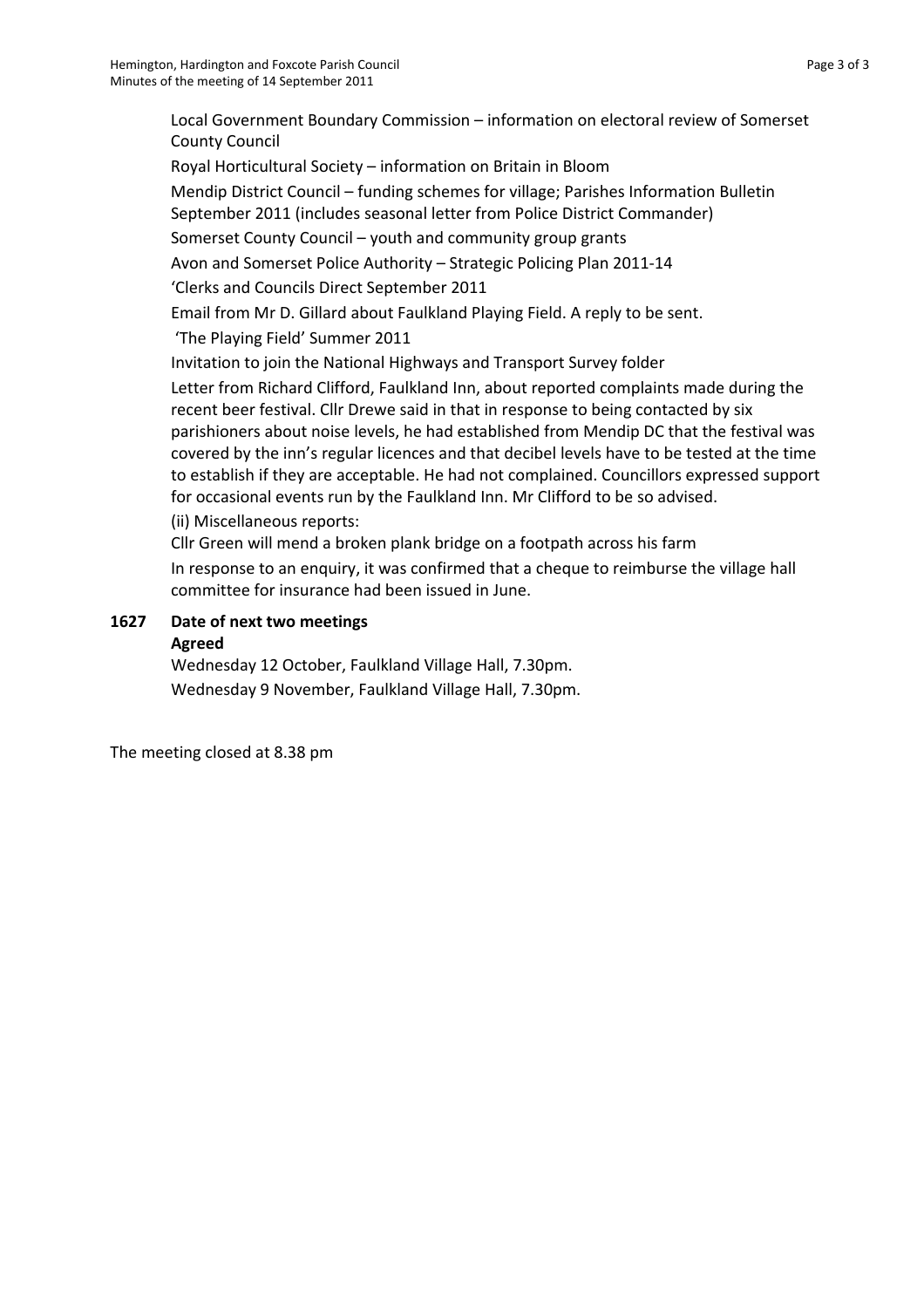Local Government Boundary Commission – information on electoral review of Somerset County Council

Royal Horticultural Society – information on Britain in Bloom

Mendip District Council – funding schemes for village; Parishes Information Bulletin September 2011 (includes seasonal letter from Police District Commander)

Somerset County Council – youth and community group grants

Avon and Somerset Police Authority – Strategic Policing Plan 2011-14

'Clerks and Councils Direct September 2011

Email from Mr D. Gillard about Faulkland Playing Field. A reply to be sent.

'The Playing Field' Summer 2011

Invitation to join the National Highways and Transport Survey folder

Letter from Richard Clifford, Faulkland Inn, about reported complaints made during the recent beer festival. Cllr Drewe said in that in response to being contacted by six parishioners about noise levels, he had established from Mendip DC that the festival was covered by the inn's regular licences and that decibel levels have to be tested at the time to establish if they are acceptable. He had not complained. Councillors expressed support for occasional events run by the Faulkland Inn. Mr Clifford to be so advised.

(ii) Miscellaneous reports:

Cllr Green will mend a broken plank bridge on a footpath across his farm

In response to an enquiry, it was confirmed that a cheque to reimburse the village hall committee for insurance had been issued in June.

**1627 Date of next two meetings**

**Agreed**

Wednesday 12 October, Faulkland Village Hall, 7.30pm.

Wednesday 9 November, Faulkland Village Hall, 7.30pm.

The meeting closed at 8.38 pm